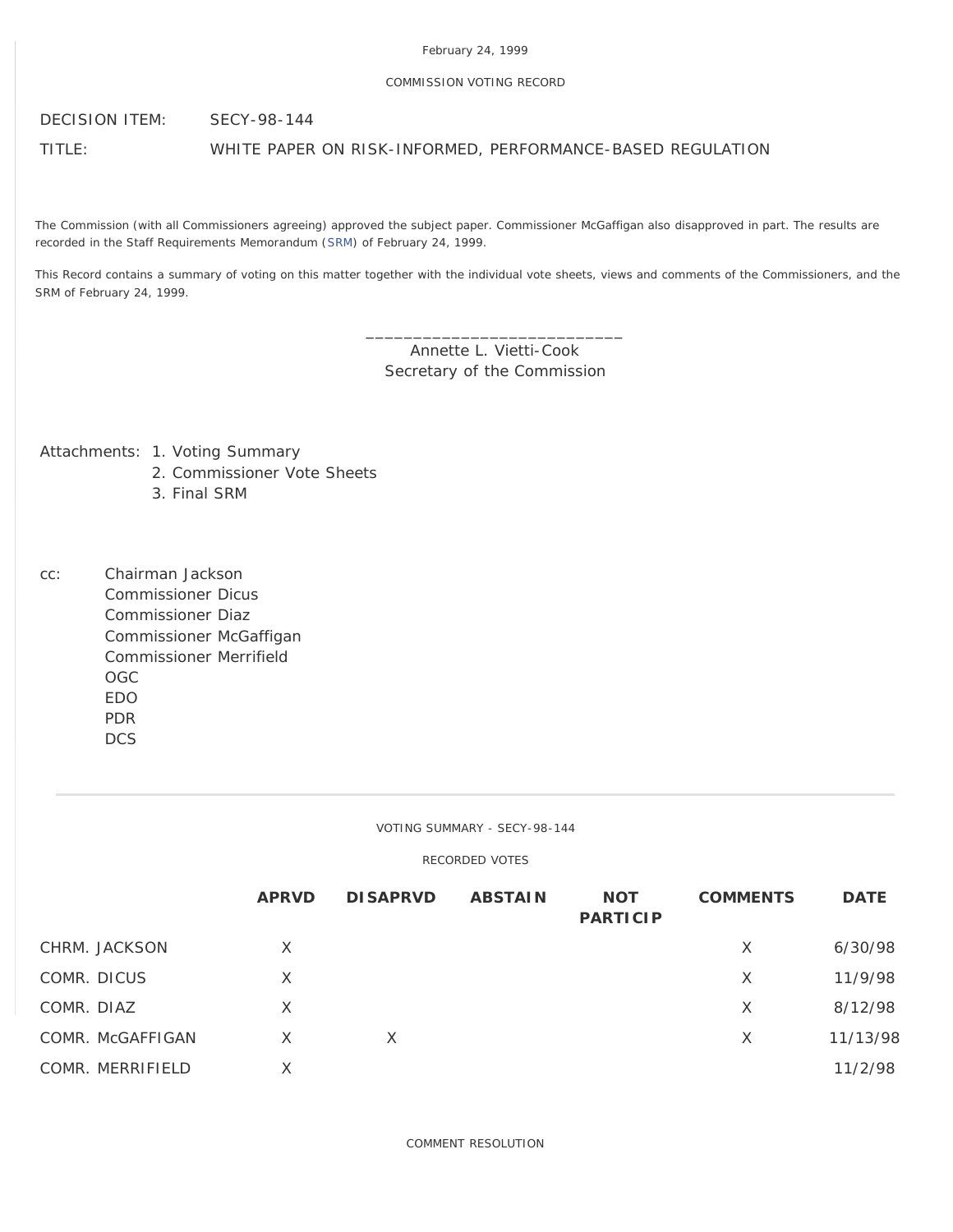February 24, 1999

COMMISSION VOTING RECORD

DECISION ITEM: SECY-98-144

TITLE: WHITE PAPER ON RISK-INFORMED, PERFORMANCE-BASED REGULATION

The Commission (with all Commissioners agreeing) approved the subject paper. Commissioner McGaffigan also disapproved in part. The results are recorded in the Staff Requirements Memorandum (SRM) of February 24, 1999.

This Record contains a summary of voting on this matter together with the individual vote sheets, views and comments of the Commissioners, and the SRM of February 24, 1999.

\_\_\_\_\_\_\_\_\_\_\_\_\_\_\_\_\_\_\_\_\_\_\_\_\_\_\_
Annette L. Vietti-Cook
Secretary of the Commission

Attachments:
1. Voting Summary
2. Commissioner Vote Sheets
3. Final SRM

cc:
Chairman Jackson
Commissioner Dicus
Commissioner Diaz
Commissioner McGaffigan
Commissioner Merrifield
OGC
EDO
PDR
DCS

---

VOTING SUMMARY - SECY-98-144

RECORDED VOTES

| | APRVD | DISAPRVD | ABSTAIN | NOT PARTICIP | COMMENTS | DATE |
|---|---|---|---|---|---|---|
| CHRM. JACKSON | X | | | | X | 6/30/98 |
| COMR. DICUS | X | | | | X | 11/9/98 |
| COMR. DIAZ | X | | | | X | 8/12/98 |
| COMR. McGAFFIGAN | X | X | | | X | 11/13/98 |
| COMR. MERRIFIELD | X | | | | | 11/2/98 |

COMMENT RESOLUTION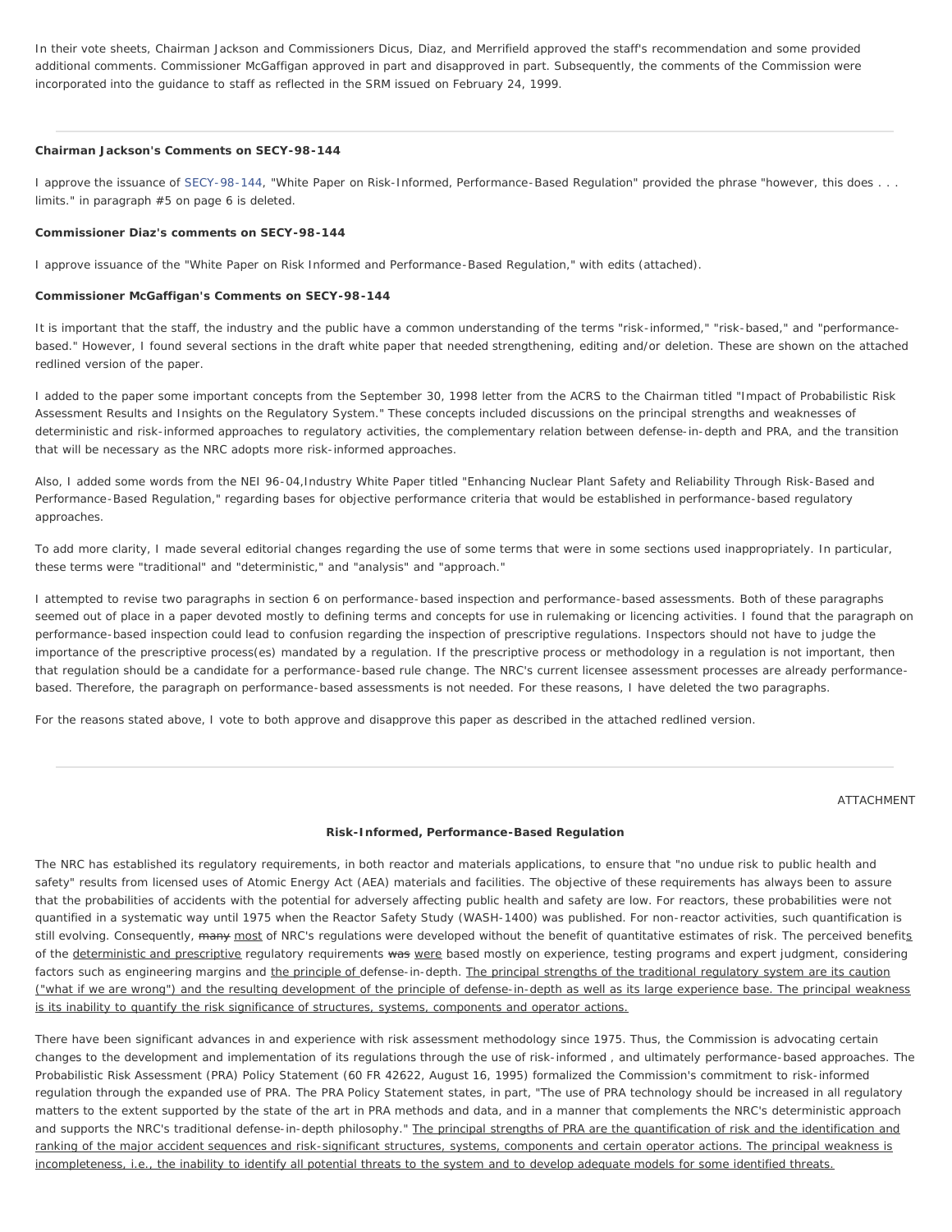In their vote sheets, Chairman Jackson and Commissioners Dicus, Diaz, and Merrifield approved the staff's recommendation and some provided additional comments. Commissioner McGaffigan approved in part and disapproved in part. Subsequently, the comments of the Commission were incorporated into the guidance to staff as reflected in the SRM issued on February 24, 1999.

---

**Chairman Jackson's Comments on SECY-98-144**

I approve the issuance of SECY-98-144, "White Paper on Risk-Informed, Performance-Based Regulation" provided the phrase "however, this does . . . limits." in paragraph #5 on page 6 is deleted.

**Commissioner Diaz's comments on SECY-98-144**

I approve issuance of the "White Paper on Risk Informed and Performance-Based Regulation," with edits (attached).

**Commissioner McGaffigan's Comments on SECY-98-144**

It is important that the staff, the industry and the public have a common understanding of the terms "risk-informed," "risk-based," and "performance-based." However, I found several sections in the draft white paper that needed strengthening, editing and/or deletion. These are shown on the attached redlined version of the paper.

I added to the paper some important concepts from the September 30, 1998 letter from the ACRS to the Chairman titled "Impact of Probabilistic Risk Assessment Results and Insights on the Regulatory System." These concepts included discussions on the principal strengths and weaknesses of deterministic and risk-informed approaches to regulatory activities, the complementary relation between defense-in-depth and PRA, and the transition that will be necessary as the NRC adopts more risk-informed approaches.

Also, I added some words from the NEI 96-04,Industry White Paper titled "Enhancing Nuclear Plant Safety and Reliability Through Risk-Based and Performance-Based Regulation," regarding bases for objective performance criteria that would be established in performance-based regulatory approaches.

To add more clarity, I made several editorial changes regarding the use of some terms that were in some sections used inappropriately. In particular, these terms were "traditional" and "deterministic," and "analysis" and "approach."

I attempted to revise two paragraphs in section 6 on performance-based inspection and performance-based assessments. Both of these paragraphs seemed out of place in a paper devoted mostly to defining terms and concepts for use in rulemaking or licencing activities. I found that the paragraph on performance-based inspection could lead to confusion regarding the inspection of prescriptive regulations. Inspectors should not have to judge the importance of the prescriptive process(es) mandated by a regulation. If the prescriptive process or methodology in a regulation is not important, then that regulation should be a candidate for a performance-based rule change. The NRC's current licensee assessment processes are already performance-based. Therefore, the paragraph on performance-based assessments is not needed. For these reasons, I have deleted the two paragraphs.

For the reasons stated above, I vote to both approve and disapprove this paper as described in the attached redlined version.

---

ATTACHMENT

**Risk-Informed, Performance-Based Regulation**

The NRC has established its regulatory requirements, in both reactor and materials applications, to ensure that "no undue risk to public health and safety" results from licensed uses of Atomic Energy Act (AEA) materials and facilities. The objective of these requirements has always been to assure that the probabilities of accidents with the potential for adversely affecting public health and safety are low. For reactors, these probabilities were not quantified in a systematic way until 1975 when the Reactor Safety Study (WASH-1400) was published. For non-reactor activities, such quantification is still evolving. Consequently, ~~many~~ <u>most</u> of NRC's regulations were developed without the benefit of quantitative estimates of risk. The perceived benefit<u>s</u> of the <u>deterministic and prescriptive</u> regulatory requirements ~~was~~ <u>were</u> based mostly on experience, testing programs and expert judgment, considering factors such as engineering margins and <u>the principle of</u> defense-in-depth. <u>The principal strengths of the traditional regulatory system are its caution ("what if we are wrong") and the resulting development of the principle of defense-in-depth as well as its large experience base. The principal weakness is its inability to quantify the risk significance of structures, systems, components and operator actions.</u>

There have been significant advances in and experience with risk assessment methodology since 1975. Thus, the Commission is advocating certain changes to the development and implementation of its regulations through the use of risk-informed , and ultimately performance-based approaches. The Probabilistic Risk Assessment (PRA) Policy Statement (60 FR 42622, August 16, 1995) formalized the Commission's commitment to risk-informed regulation through the expanded use of PRA. The PRA Policy Statement states, in part, "The use of PRA technology should be increased in all regulatory matters to the extent supported by the state of the art in PRA methods and data, and in a manner that complements the NRC's deterministic approach and supports the NRC's traditional defense-in-depth philosophy." <u>The principal strengths of PRA are the quantification of risk and the identification and ranking of the major accident sequences and risk-significant structures, systems, components and certain operator actions. The principal weakness is incompleteness, i.e., the inability to identify all potential threats to the system and to develop adequate models for some identified threats.</u>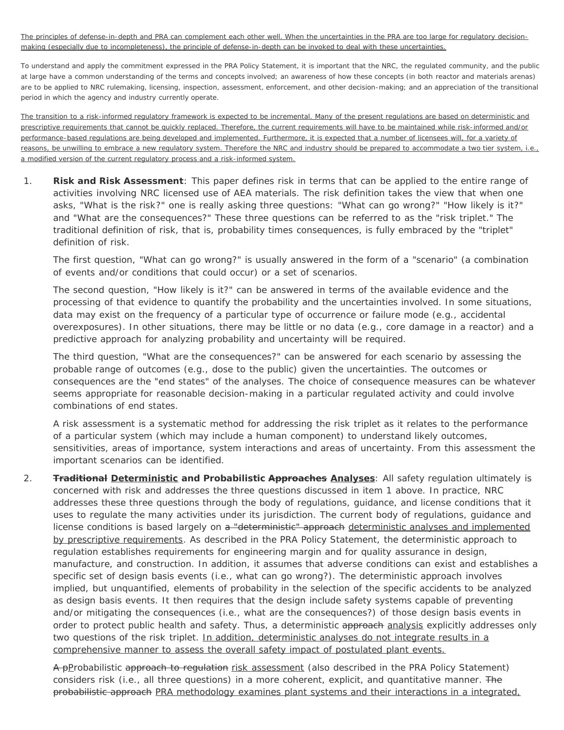<u>The principles of defense-in-depth and PRA can complement each other well. When the uncertainties in the PRA are too large for regulatory decision-making (especially due to incompleteness), the principle of defense-in-depth can be invoked to deal with these uncertainties.</u>

To understand and apply the commitment expressed in the PRA Policy Statement, it is important that the NRC, the regulated community, and the public at large have a common understanding of the terms and concepts involved; an awareness of how these concepts (in both reactor and materials arenas) are to be applied to NRC rulemaking, licensing, inspection, assessment, enforcement, and other decision-making; and an appreciation of the transitional period in which the agency and industry currently operate.

<u>The transition to a risk-informed regulatory framework is expected to be incremental. Many of the present regulations are based on deterministic and prescriptive requirements that cannot be quickly replaced. Therefore, the current requirements will have to be maintained while risk-informed and/or performance-based regulations are being developed and implemented. Furthermore, it is expected that a number of licensees will, for a variety of reasons, be unwilling to embrace a new regulatory system. Therefore the NRC and industry should be prepared to accommodate a two tier system, i.e., a modified version of the current regulatory process and a risk-informed system.</u>

1. **Risk and Risk Assessment**: This paper defines risk in terms that can be applied to the entire range of activities involving NRC licensed use of AEA materials. The risk definition takes the view that when one asks, "What is the risk?" one is really asking three questions: "What can go wrong?" "How likely is it?" and "What are the consequences?" These three questions can be referred to as the "risk triplet." The traditional definition of risk, that is, probability times consequences, is fully embraced by the "triplet" definition of risk.

   The first question, "What can go wrong?" is usually answered in the form of a "scenario" (a combination of events and/or conditions that could occur) or a set of scenarios.

   The second question, "How likely is it?" can be answered in terms of the available evidence and the processing of that evidence to quantify the probability and the uncertainties involved. In some situations, data may exist on the frequency of a particular type of occurrence or failure mode (e.g., accidental overexposures). In other situations, there may be little or no data (e.g., core damage in a reactor) and a predictive approach for analyzing probability and uncertainty will be required.

   The third question, "What are the consequences?" can be answered for each scenario by assessing the probable range of outcomes (e.g., dose to the public) given the uncertainties. The outcomes or consequences are the "end states" of the analyses. The choice of consequence measures can be whatever seems appropriate for reasonable decision-making in a particular regulated activity and could involve combinations of end states.

   A risk assessment is a systematic method for addressing the risk triplet as it relates to the performance of a particular system (which may include a human component) to understand likely outcomes, sensitivities, areas of importance, system interactions and areas of uncertainty. From this assessment the important scenarios can be identified.

2. **~~Traditional~~ <u>Deterministic</u> and Probabilistic ~~Approaches~~ <u>Analyses</u>**: All safety regulation ultimately is concerned with risk and addresses the three questions discussed in item 1 above. In practice, NRC addresses these three questions through the body of regulations, guidance, and license conditions that it uses to regulate the many activities under its jurisdiction. The current body of regulations, guidance and license conditions is based largely on ~~a "deterministic" approach~~ <u>deterministic analyses and implemented by prescriptive requirements</u>. As described in the PRA Policy Statement, the deterministic approach to regulation establishes requirements for engineering margin and for quality assurance in design, manufacture, and construction. In addition, it assumes that adverse conditions can exist and establishes a specific set of design basis events (i.e., what can go wrong?). The deterministic approach involves implied, but unquantified, elements of probability in the selection of the specific accidents to be analyzed as design basis events. It then requires that the design include safety systems capable of preventing and/or mitigating the consequences (i.e., what are the consequences?) of those design basis events in order to protect public health and safety. Thus, a deterministic ~~approach~~ <u>analysis</u> explicitly addresses only two questions of the risk triplet. <u>In addition, deterministic analyses do not integrate results in a comprehensive manner to assess the overall safety impact of postulated plant events.</u>

   ~~A p~~<u>P</u>robabilistic ~~approach to regulation~~ <u>risk assessment</u> (also described in the PRA Policy Statement) considers risk (i.e., all three questions) in a more coherent, explicit, and quantitative manner. ~~The probabilistic approach~~ <u>PRA methodology examines plant systems and their interactions in a integrated,</u>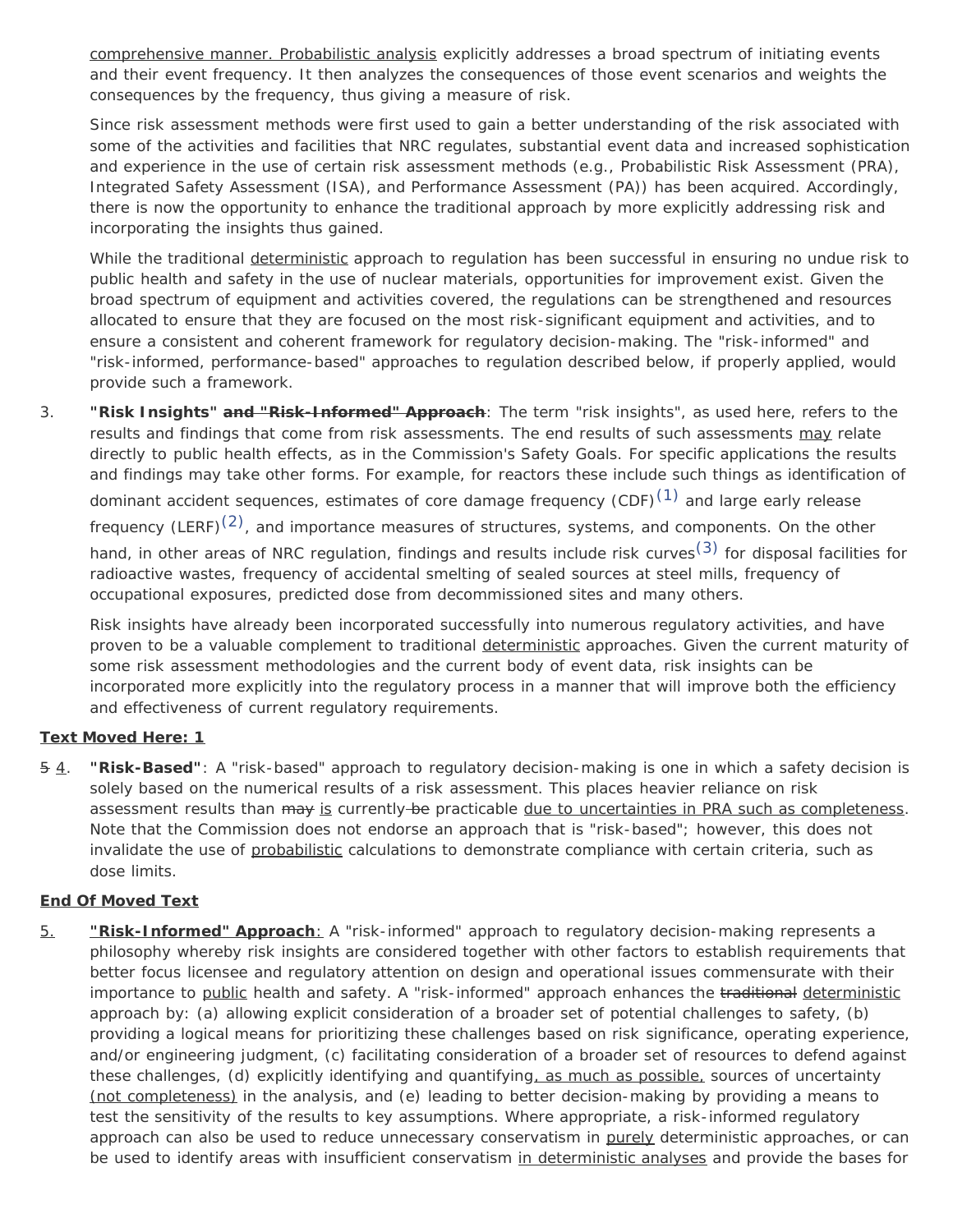comprehensive manner. Probabilistic analysis explicitly addresses a broad spectrum of initiating events and their event frequency. It then analyzes the consequences of those event scenarios and weights the consequences by the frequency, thus giving a measure of risk.

Since risk assessment methods were first used to gain a better understanding of the risk associated with some of the activities and facilities that NRC regulates, substantial event data and increased sophistication and experience in the use of certain risk assessment methods (e.g., Probabilistic Risk Assessment (PRA), Integrated Safety Assessment (ISA), and Performance Assessment (PA)) has been acquired. Accordingly, there is now the opportunity to enhance the traditional approach by more explicitly addressing risk and incorporating the insights thus gained.

While the traditional deterministic approach to regulation has been successful in ensuring no undue risk to public health and safety in the use of nuclear materials, opportunities for improvement exist. Given the broad spectrum of equipment and activities covered, the regulations can be strengthened and resources allocated to ensure that they are focused on the most risk-significant equipment and activities, and to ensure a consistent and coherent framework for regulatory decision-making. The "risk-informed" and "risk-informed, performance-based" approaches to regulation described below, if properly applied, would provide such a framework.

3. **"Risk Insights" ~~and "Risk-Informed" Approach~~**: The term "risk insights", as used here, refers to the results and findings that come from risk assessments. The end results of such assessments may relate directly to public health effects, as in the Commission's Safety Goals. For specific applications the results and findings may take other forms. For example, for reactors these include such things as identification of dominant accident sequences, estimates of core damage frequency (CDF)[(1)] and large early release frequency (LERF)[(2)], and importance measures of structures, systems, and components. On the other hand, in other areas of NRC regulation, findings and results include risk curves[(3)] for disposal facilities for radioactive wastes, frequency of accidental smelting of sealed sources at steel mills, frequency of occupational exposures, predicted dose from decommissioned sites and many others.

   Risk insights have already been incorporated successfully into numerous regulatory activities, and have proven to be a valuable complement to traditional deterministic approaches. Given the current maturity of some risk assessment methodologies and the current body of event data, risk insights can be incorporated more explicitly into the regulatory process in a manner that will improve both the efficiency and effectiveness of current regulatory requirements.

**Text Moved Here: 1**

~~5~~ 4. **"Risk-Based"**: A "risk-based" approach to regulatory decision-making is one in which a safety decision is solely based on the numerical results of a risk assessment. This places heavier reliance on risk assessment results than ~~may~~ is currently ~~be~~ practicable due to uncertainties in PRA such as completeness. Note that the Commission does not endorse an approach that is "risk-based"; however, this does not invalidate the use of probabilistic calculations to demonstrate compliance with certain criteria, such as dose limits.

**End Of Moved Text**

5. **"Risk-Informed" Approach**: A "risk-informed" approach to regulatory decision-making represents a philosophy whereby risk insights are considered together with other factors to establish requirements that better focus licensee and regulatory attention on design and operational issues commensurate with their importance to public health and safety. A "risk-informed" approach enhances the ~~traditional~~ deterministic approach by: (a) allowing explicit consideration of a broader set of potential challenges to safety, (b) providing a logical means for prioritizing these challenges based on risk significance, operating experience, and/or engineering judgment, (c) facilitating consideration of a broader set of resources to defend against these challenges, (d) explicitly identifying and quantifying, as much as possible, sources of uncertainty (not completeness) in the analysis, and (e) leading to better decision-making by providing a means to test the sensitivity of the results to key assumptions. Where appropriate, a risk-informed regulatory approach can also be used to reduce unnecessary conservatism in purely deterministic approaches, or can be used to identify areas with insufficient conservatism in deterministic analyses and provide the bases for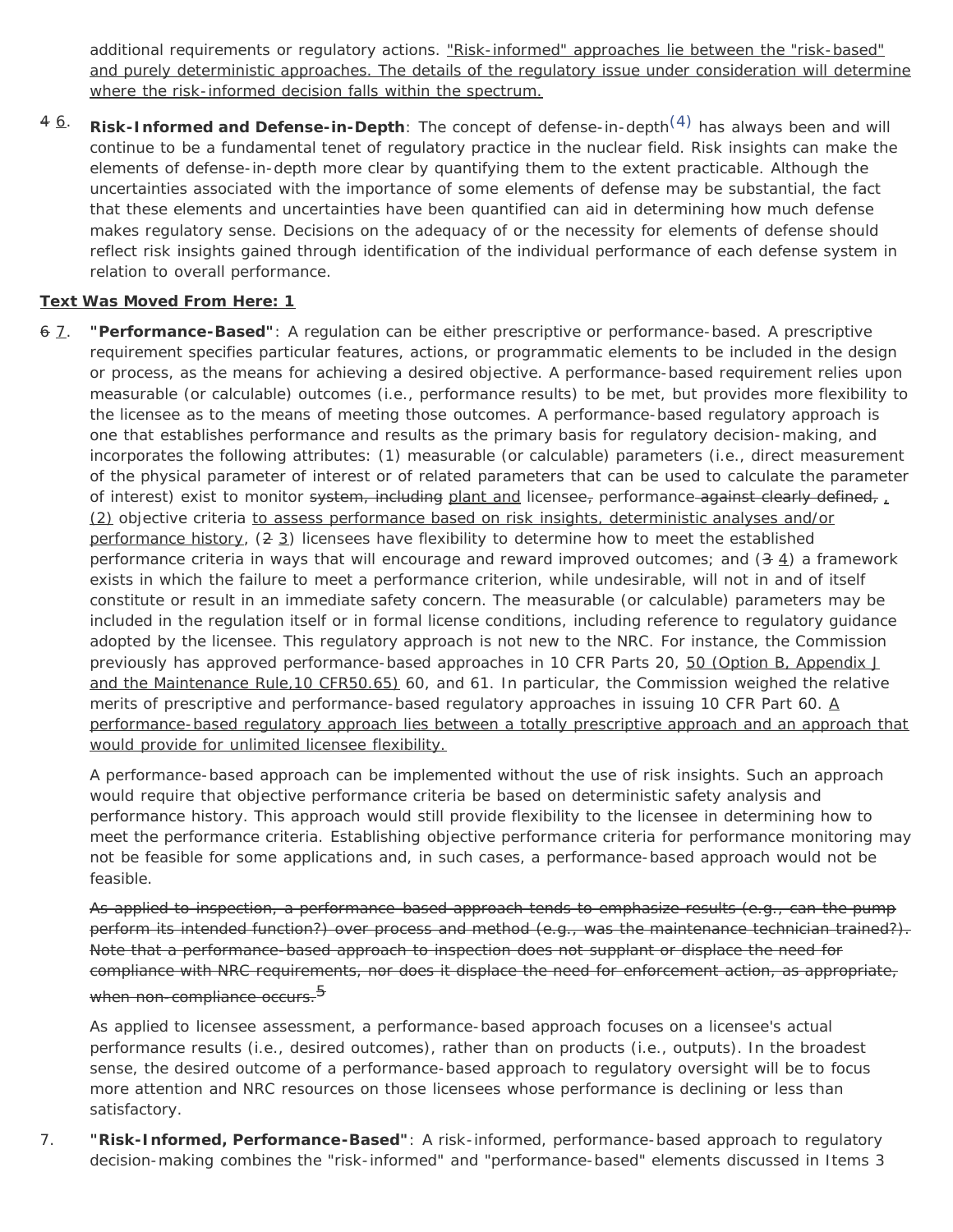additional requirements or regulatory actions. "Risk-informed" approaches lie between the "risk-based" and purely deterministic approaches. The details of the regulatory issue under consideration will determine where the risk-informed decision falls within the spectrum.

~~4~~ 6. **Risk-Informed and Defense-in-Depth**: The concept of defense-in-depth(4) has always been and will continue to be a fundamental tenet of regulatory practice in the nuclear field. Risk insights can make the elements of defense-in-depth more clear by quantifying them to the extent practicable. Although the uncertainties associated with the importance of some elements of defense may be substantial, the fact that these elements and uncertainties have been quantified can aid in determining how much defense makes regulatory sense. Decisions on the adequacy of or the necessity for elements of defense should reflect risk insights gained through identification of the individual performance of each defense system in relation to overall performance.

**Text Was Moved From Here: 1**

~~6~~ 7. **"Performance-Based"**: A regulation can be either prescriptive or performance-based. A prescriptive requirement specifies particular features, actions, or programmatic elements to be included in the design or process, as the means for achieving a desired objective. A performance-based requirement relies upon measurable (or calculable) outcomes (i.e., performance results) to be met, but provides more flexibility to the licensee as to the means of meeting those outcomes. A performance-based regulatory approach is one that establishes performance and results as the primary basis for regulatory decision-making, and incorporates the following attributes: (1) measurable (or calculable) parameters (i.e., direct measurement of the physical parameter of interest or of related parameters that can be used to calculate the parameter of interest) exist to monitor ~~system, including~~ plant and licensee~~,~~ performance ~~against clearly defined,~~ , (2) objective criteria to assess performance based on risk insights, deterministic analyses and/or performance history, (~~2~~ 3) licensees have flexibility to determine how to meet the established performance criteria in ways that will encourage and reward improved outcomes; and (~~3~~ 4) a framework exists in which the failure to meet a performance criterion, while undesirable, will not in and of itself constitute or result in an immediate safety concern. The measurable (or calculable) parameters may be included in the regulation itself or in formal license conditions, including reference to regulatory guidance adopted by the licensee. This regulatory approach is not new to the NRC. For instance, the Commission previously has approved performance-based approaches in 10 CFR Parts 20, 50 (Option B, Appendix J and the Maintenance Rule,10 CFR50.65) 60, and 61. In particular, the Commission weighed the relative merits of prescriptive and performance-based regulatory approaches in issuing 10 CFR Part 60. A performance-based regulatory approach lies between a totally prescriptive approach and an approach that would provide for unlimited licensee flexibility.

A performance-based approach can be implemented without the use of risk insights. Such an approach would require that objective performance criteria be based on deterministic safety analysis and performance history. This approach would still provide flexibility to the licensee in determining how to meet the performance criteria. Establishing objective performance criteria for performance monitoring may not be feasible for some applications and, in such cases, a performance-based approach would not be feasible.

~~As applied to inspection, a performance-based approach tends to emphasize results (e.g., can the pump perform its intended function?) over process and method (e.g., was the maintenance technician trained?). Note that a performance-based approach to inspection does not supplant or displace the need for compliance with NRC requirements, nor does it displace the need for enforcement action, as appropriate, when non-compliance occurs.~~ [5]

As applied to licensee assessment, a performance-based approach focuses on a licensee's actual performance results (i.e., desired outcomes), rather than on products (i.e., outputs). In the broadest sense, the desired outcome of a performance-based approach to regulatory oversight will be to focus more attention and NRC resources on those licensees whose performance is declining or less than satisfactory.

7. **"Risk-Informed, Performance-Based"**: A risk-informed, performance-based approach to regulatory decision-making combines the "risk-informed" and "performance-based" elements discussed in Items 3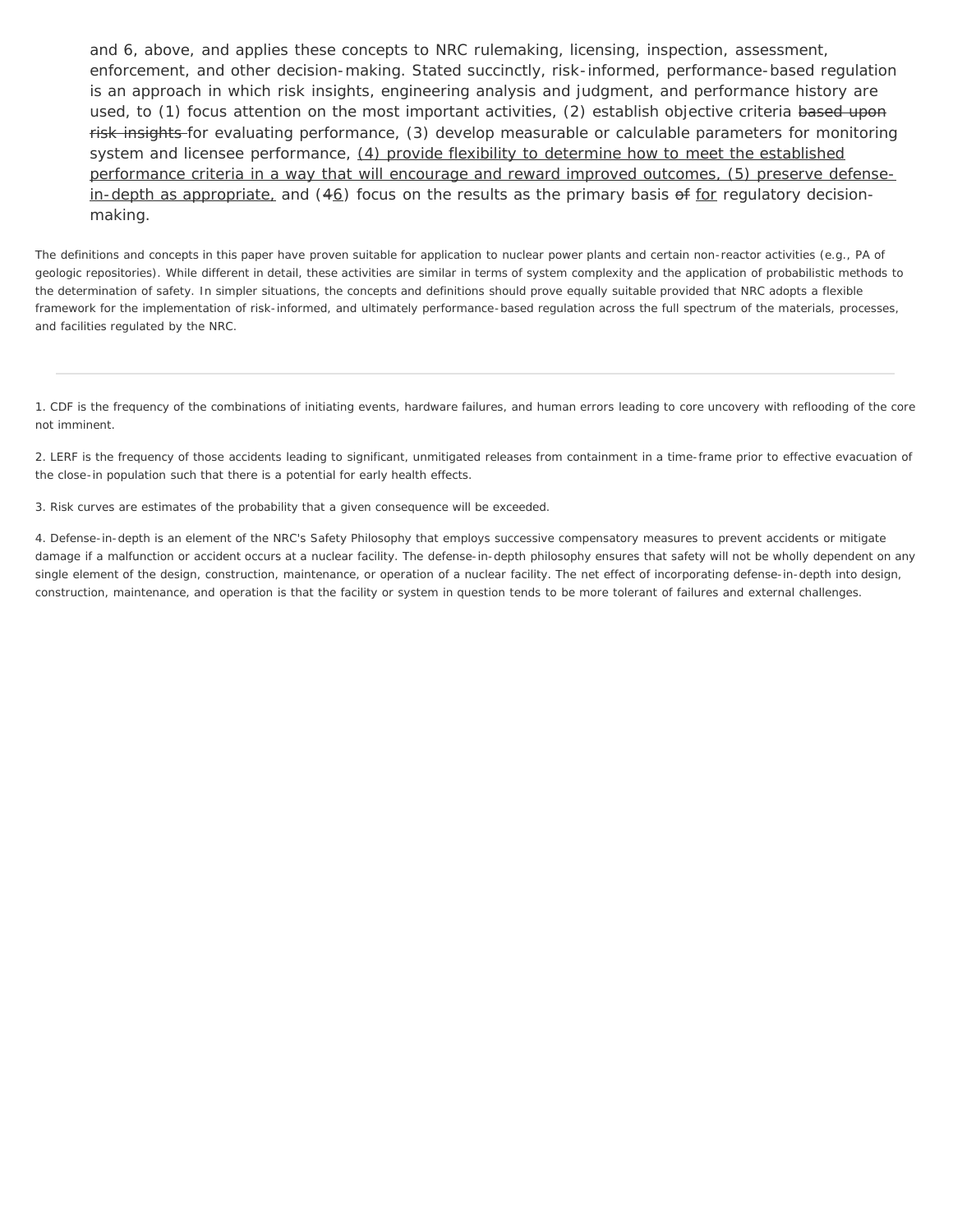> and 6, above, and applies these concepts to NRC rulemaking, licensing, inspection, assessment, enforcement, and other decision-making. Stated succinctly, risk-informed, performance-based regulation is an approach in which risk insights, engineering analysis and judgment, and performance history are used, to (1) focus attention on the most important activities, (2) establish objective criteria ~~based upon risk insights~~ for evaluating performance, (3) develop measurable or calculable parameters for monitoring system and licensee performance, <u>(4) provide flexibility to determine how to meet the established performance criteria in a way that will encourage and reward improved outcomes, (5) preserve defense-in-depth as appropriate,</u> and (~~4~~<u>6</u>) focus on the results as the primary basis ~~of~~ <u>for</u> regulatory decision-making.

The definitions and concepts in this paper have proven suitable for application to nuclear power plants and certain non-reactor activities (e.g., PA of geologic repositories). While different in detail, these activities are similar in terms of system complexity and the application of probabilistic methods to the determination of safety. In simpler situations, the concepts and definitions should prove equally suitable provided that NRC adopts a flexible framework for the implementation of risk-informed, and ultimately performance-based regulation across the full spectrum of the materials, processes, and facilities regulated by the NRC.

---

1. CDF is the frequency of the combinations of initiating events, hardware failures, and human errors leading to core uncovery with reflooding of the core not imminent.

2. LERF is the frequency of those accidents leading to significant, unmitigated releases from containment in a time-frame prior to effective evacuation of the close-in population such that there is a potential for early health effects.

3. Risk curves are estimates of the probability that a given consequence will be exceeded.

4. Defense-in-depth is an element of the NRC's Safety Philosophy that employs successive compensatory measures to prevent accidents or mitigate damage if a malfunction or accident occurs at a nuclear facility. The defense-in-depth philosophy ensures that safety will not be wholly dependent on any single element of the design, construction, maintenance, or operation of a nuclear facility. The net effect of incorporating defense-in-depth into design, construction, maintenance, and operation is that the facility or system in question tends to be more tolerant of failures and external challenges.